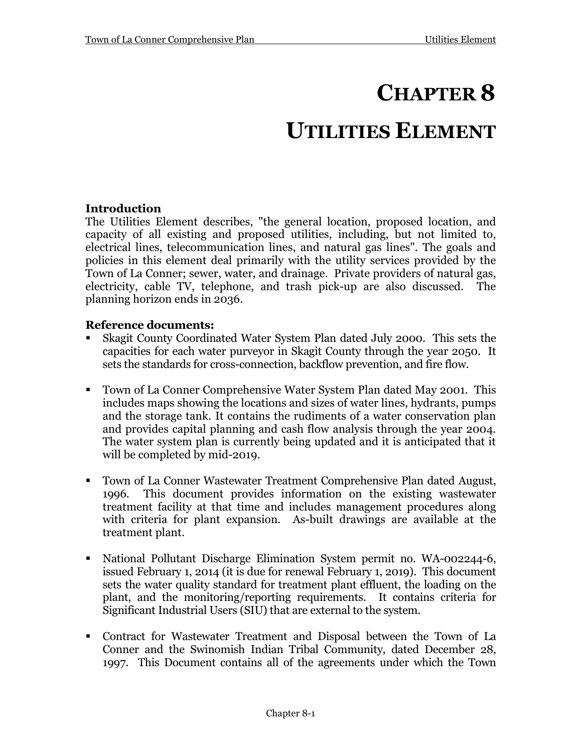# CHAPTER 8

# UTILITIES ELEMENT

**Introduction**
The Utilities Element describes, "the general location, proposed location, and capacity of all existing and proposed utilities, including, but not limited to, electrical lines, telecommunication lines, and natural gas lines". The goals and policies in this element deal primarily with the utility services provided by the Town of La Conner; sewer, water, and drainage. Private providers of natural gas, electricity, cable TV, telephone, and trash pick-up are also discussed. The planning horizon ends in 2036.

**Reference documents:**

- Skagit County Coordinated Water System Plan dated July 2000. This sets the capacities for each water purveyor in Skagit County through the year 2050. It sets the standards for cross-connection, backflow prevention, and fire flow.

- Town of La Conner Comprehensive Water System Plan dated May 2001. This includes maps showing the locations and sizes of water lines, hydrants, pumps and the storage tank. It contains the rudiments of a water conservation plan and provides capital planning and cash flow analysis through the year 2004. The water system plan is currently being updated and it is anticipated that it will be completed by mid-2019.

- Town of La Conner Wastewater Treatment Comprehensive Plan dated August, 1996. This document provides information on the existing wastewater treatment facility at that time and includes management procedures along with criteria for plant expansion. As-built drawings are available at the treatment plant.

- National Pollutant Discharge Elimination System permit no. WA-002244-6, issued February 1, 2014 (it is due for renewal February 1, 2019). This document sets the water quality standard for treatment plant effluent, the loading on the plant, and the monitoring/reporting requirements. It contains criteria for Significant Industrial Users (SIU) that are external to the system.

- Contract for Wastewater Treatment and Disposal between the Town of La Conner and the Swinomish Indian Tribal Community, dated December 28, 1997. This Document contains all of the agreements under which the Town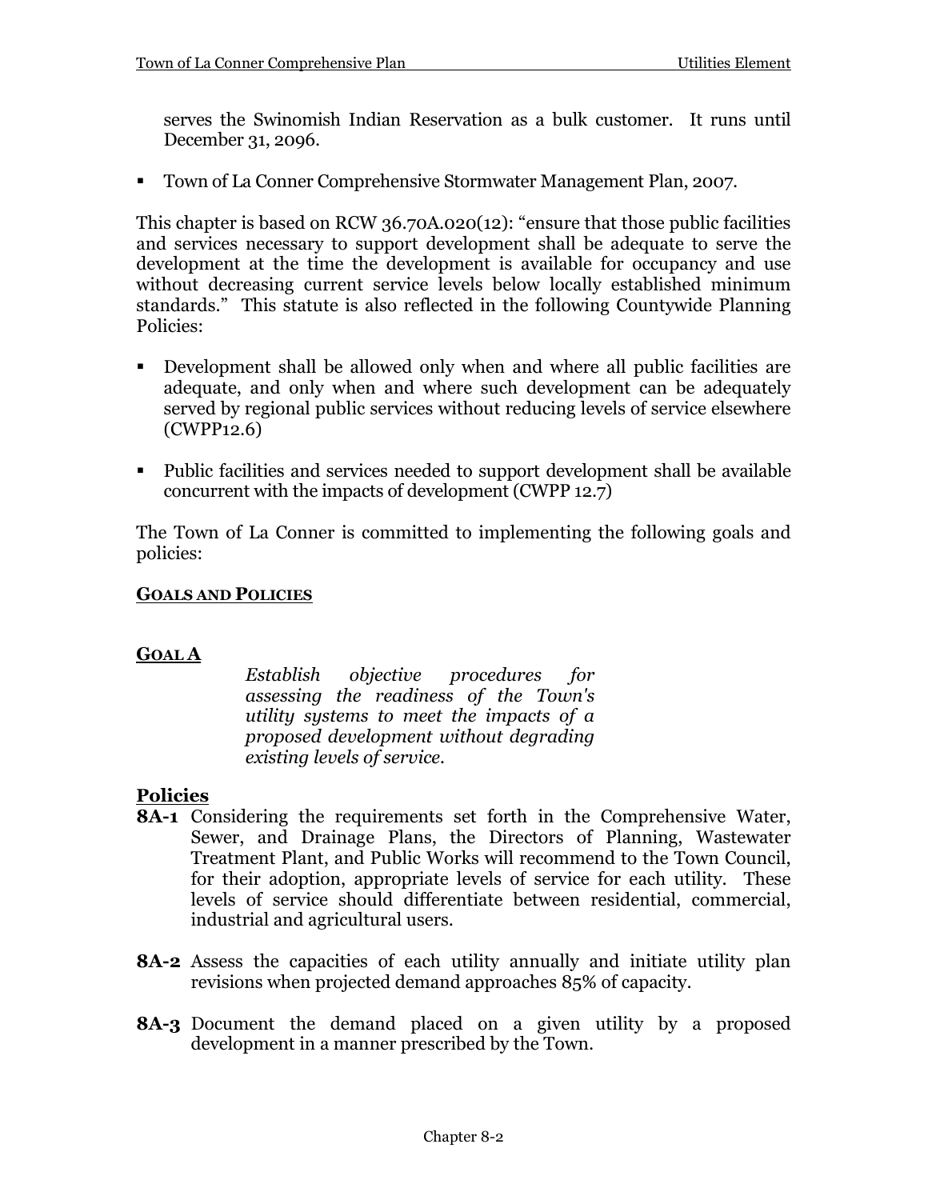serves the Swinomish Indian Reservation as a bulk customer. It runs until December 31, 2096.

- Town of La Conner Comprehensive Stormwater Management Plan, 2007.

This chapter is based on RCW 36.70A.020(12): "ensure that those public facilities and services necessary to support development shall be adequate to serve the development at the time the development is available for occupancy and use without decreasing current service levels below locally established minimum standards." This statute is also reflected in the following Countywide Planning Policies:

- Development shall be allowed only when and where all public facilities are adequate, and only when and where such development can be adequately served by regional public services without reducing levels of service elsewhere (CWPP12.6)

- Public facilities and services needed to support development shall be available concurrent with the impacts of development (CWPP 12.7)

The Town of La Conner is committed to implementing the following goals and policies:

## GOALS AND POLICIES

### GOAL A

*Establish objective procedures for assessing the readiness of the Town's utility systems to meet the impacts of a proposed development without degrading existing levels of service.*

### Policies

**8A-1** Considering the requirements set forth in the Comprehensive Water, Sewer, and Drainage Plans, the Directors of Planning, Wastewater Treatment Plant, and Public Works will recommend to the Town Council, for their adoption, appropriate levels of service for each utility. These levels of service should differentiate between residential, commercial, industrial and agricultural users.

**8A-2** Assess the capacities of each utility annually and initiate utility plan revisions when projected demand approaches 85% of capacity.

**8A-3** Document the demand placed on a given utility by a proposed development in a manner prescribed by the Town.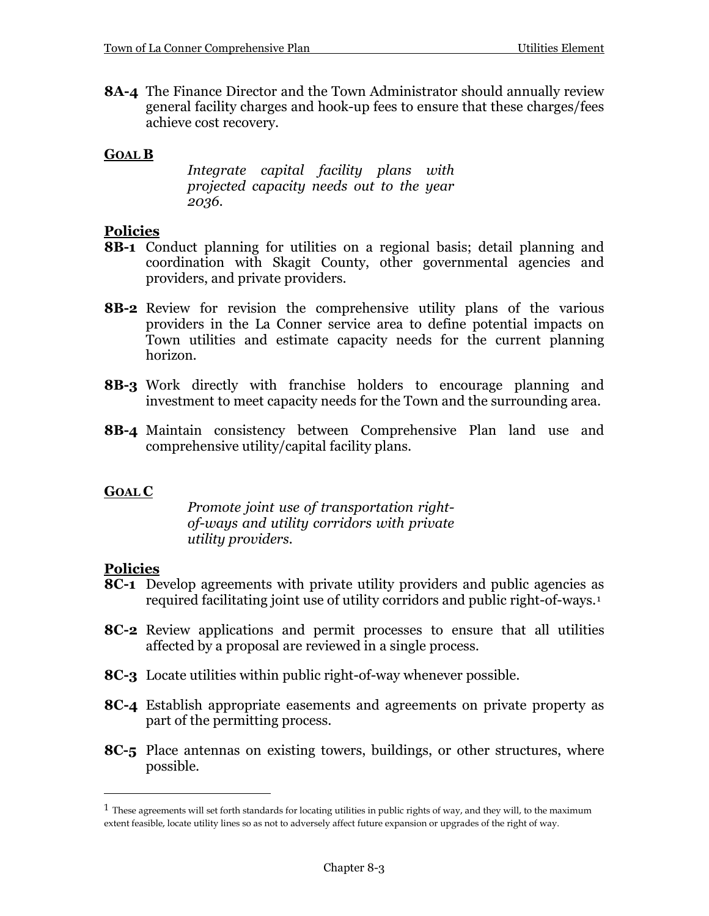**8A-4** The Finance Director and the Town Administrator should annually review general facility charges and hook-up fees to ensure that these charges/fees achieve cost recovery.

## GOAL B

*Integrate capital facility plans with projected capacity needs out to the year 2036.*

### Policies

**8B-1** Conduct planning for utilities on a regional basis; detail planning and coordination with Skagit County, other governmental agencies and providers, and private providers.

**8B-2** Review for revision the comprehensive utility plans of the various providers in the La Conner service area to define potential impacts on Town utilities and estimate capacity needs for the current planning horizon.

**8B-3** Work directly with franchise holders to encourage planning and investment to meet capacity needs for the Town and the surrounding area.

**8B-4** Maintain consistency between Comprehensive Plan land use and comprehensive utility/capital facility plans.

## GOAL C

*Promote joint use of transportation right-of-ways and utility corridors with private utility providers.*

### Policies

**8C-1** Develop agreements with private utility providers and public agencies as required facilitating joint use of utility corridors and public right-of-ways.[1]

**8C-2** Review applications and permit processes to ensure that all utilities affected by a proposal are reviewed in a single process.

**8C-3** Locate utilities within public right-of-way whenever possible.

**8C-4** Establish appropriate easements and agreements on private property as part of the permitting process.

**8C-5** Place antennas on existing towers, buildings, or other structures, where possible.

---

[1] These agreements will set forth standards for locating utilities in public rights of way, and they will, to the maximum extent feasible, locate utility lines so as not to adversely affect future expansion or upgrades of the right of way.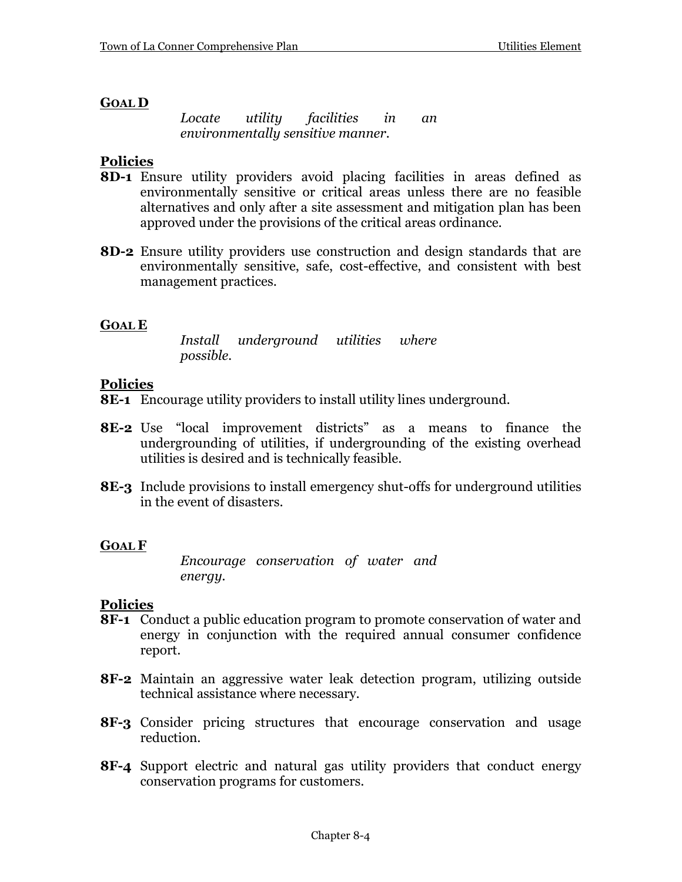## GOAL D

*Locate utility facilities in an environmentally sensitive manner.*

### Policies

**8D-1** Ensure utility providers avoid placing facilities in areas defined as environmentally sensitive or critical areas unless there are no feasible alternatives and only after a site assessment and mitigation plan has been approved under the provisions of the critical areas ordinance.

**8D-2** Ensure utility providers use construction and design standards that are environmentally sensitive, safe, cost-effective, and consistent with best management practices.

## GOAL E

*Install underground utilities where possible.*

### Policies

**8E-1** Encourage utility providers to install utility lines underground.

**8E-2** Use "local improvement districts" as a means to finance the undergrounding of utilities, if undergrounding of the existing overhead utilities is desired and is technically feasible.

**8E-3** Include provisions to install emergency shut-offs for underground utilities in the event of disasters.

## GOAL F

*Encourage conservation of water and energy.*

### Policies

**8F-1** Conduct a public education program to promote conservation of water and energy in conjunction with the required annual consumer confidence report.

**8F-2** Maintain an aggressive water leak detection program, utilizing outside technical assistance where necessary.

**8F-3** Consider pricing structures that encourage conservation and usage reduction.

**8F-4** Support electric and natural gas utility providers that conduct energy conservation programs for customers.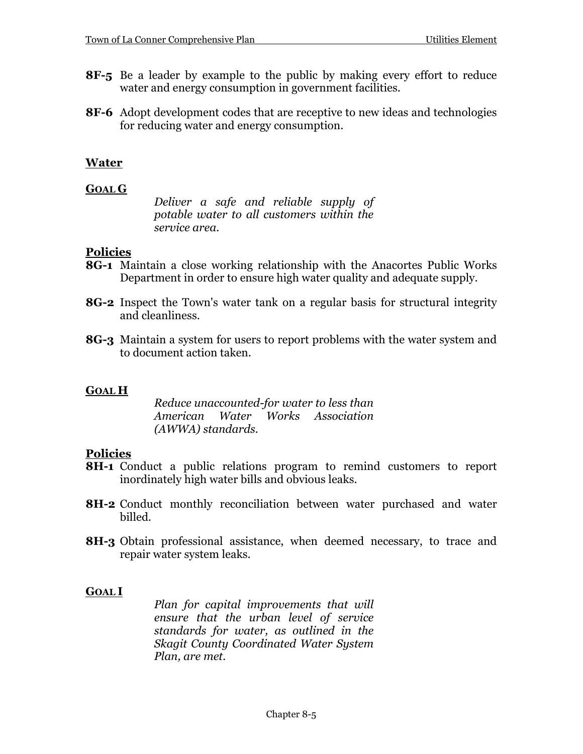**8F-5** Be a leader by example to the public by making every effort to reduce water and energy consumption in government facilities.

**8F-6** Adopt development codes that are receptive to new ideas and technologies for reducing water and energy consumption.

## Water

### GOAL G

*Deliver a safe and reliable supply of potable water to all customers within the service area.*

### Policies

**8G-1** Maintain a close working relationship with the Anacortes Public Works Department in order to ensure high water quality and adequate supply.

**8G-2** Inspect the Town's water tank on a regular basis for structural integrity and cleanliness.

**8G-3** Maintain a system for users to report problems with the water system and to document action taken.

### GOAL H

*Reduce unaccounted-for water to less than American Water Works Association (AWWA) standards.*

### Policies

**8H-1** Conduct a public relations program to remind customers to report inordinately high water bills and obvious leaks.

**8H-2** Conduct monthly reconciliation between water purchased and water billed.

**8H-3** Obtain professional assistance, when deemed necessary, to trace and repair water system leaks.

### GOAL I

*Plan for capital improvements that will ensure that the urban level of service standards for water, as outlined in the Skagit County Coordinated Water System Plan, are met.*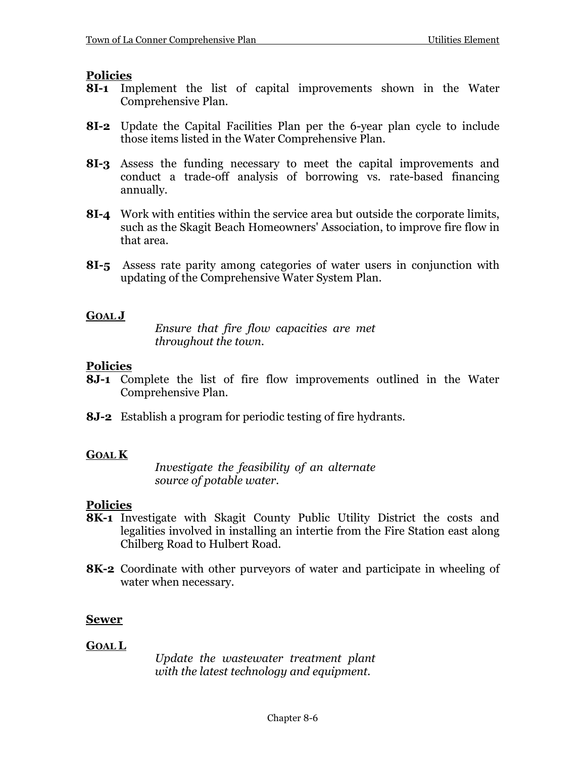### Policies

**8I-1** Implement the list of capital improvements shown in the Water Comprehensive Plan.

**8I-2** Update the Capital Facilities Plan per the 6-year plan cycle to include those items listed in the Water Comprehensive Plan.

**8I-3** Assess the funding necessary to meet the capital improvements and conduct a trade-off analysis of borrowing vs. rate-based financing annually.

**8I-4** Work with entities within the service area but outside the corporate limits, such as the Skagit Beach Homeowners' Association, to improve fire flow in that area.

**8I-5** Assess rate parity among categories of water users in conjunction with updating of the Comprehensive Water System Plan.

### GOAL J

*Ensure that fire flow capacities are met throughout the town.*

### Policies

**8J-1** Complete the list of fire flow improvements outlined in the Water Comprehensive Plan.

**8J-2** Establish a program for periodic testing of fire hydrants.

### GOAL K

*Investigate the feasibility of an alternate source of potable water.*

### Policies

**8K-1** Investigate with Skagit County Public Utility District the costs and legalities involved in installing an intertie from the Fire Station east along Chilberg Road to Hulbert Road.

**8K-2** Coordinate with other purveyors of water and participate in wheeling of water when necessary.

## Sewer

### GOAL L

*Update the wastewater treatment plant with the latest technology and equipment.*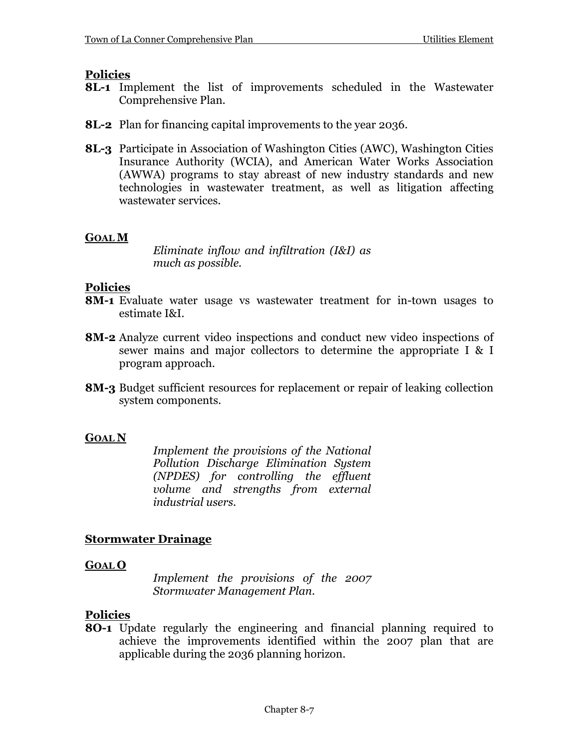## Policies

**8L-1** Implement the list of improvements scheduled in the Wastewater Comprehensive Plan.

**8L-2** Plan for financing capital improvements to the year 2036.

**8L-3** Participate in Association of Washington Cities (AWC), Washington Cities Insurance Authority (WCIA), and American Water Works Association (AWWA) programs to stay abreast of new industry standards and new technologies in wastewater treatment, as well as litigation affecting wastewater services.

### GOAL M

*Eliminate inflow and infiltration (I&I) as much as possible.*

## Policies

**8M-1** Evaluate water usage vs wastewater treatment for in-town usages to estimate I&I.

**8M-2** Analyze current video inspections and conduct new video inspections of sewer mains and major collectors to determine the appropriate I & I program approach.

**8M-3** Budget sufficient resources for replacement or repair of leaking collection system components.

### GOAL N

*Implement the provisions of the National Pollution Discharge Elimination System (NPDES) for controlling the effluent volume and strengths from external industrial users.*

## Stormwater Drainage

### GOAL O

*Implement the provisions of the 2007 Stormwater Management Plan.*

## Policies

**8O-1** Update regularly the engineering and financial planning required to achieve the improvements identified within the 2007 plan that are applicable during the 2036 planning horizon.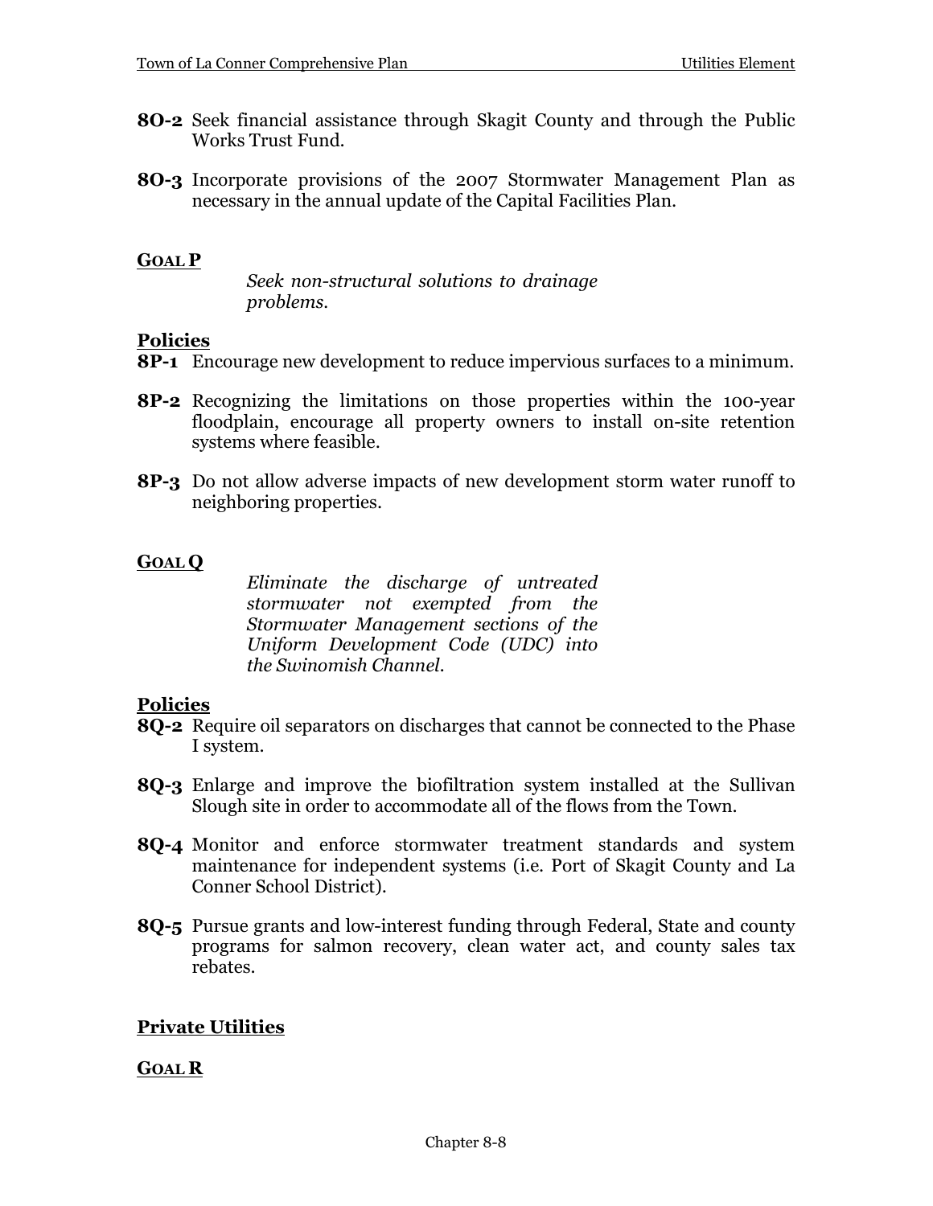**8O-2** Seek financial assistance through Skagit County and through the Public Works Trust Fund.

**8O-3** Incorporate provisions of the 2007 Stormwater Management Plan as necessary in the annual update of the Capital Facilities Plan.

**GOAL P**

*Seek non-structural solutions to drainage problems.*

**Policies**

**8P-1** Encourage new development to reduce impervious surfaces to a minimum.

**8P-2** Recognizing the limitations on those properties within the 100-year floodplain, encourage all property owners to install on-site retention systems where feasible.

**8P-3** Do not allow adverse impacts of new development storm water runoff to neighboring properties.

**GOAL Q**

*Eliminate the discharge of untreated stormwater not exempted from the Stormwater Management sections of the Uniform Development Code (UDC) into the Swinomish Channel.*

**Policies**

**8Q-2** Require oil separators on discharges that cannot be connected to the Phase I system.

**8Q-3** Enlarge and improve the biofiltration system installed at the Sullivan Slough site in order to accommodate all of the flows from the Town.

**8Q-4** Monitor and enforce stormwater treatment standards and system maintenance for independent systems (i.e. Port of Skagit County and La Conner School District).

**8Q-5** Pursue grants and low-interest funding through Federal, State and county programs for salmon recovery, clean water act, and county sales tax rebates.

**Private Utilities**

**GOAL R**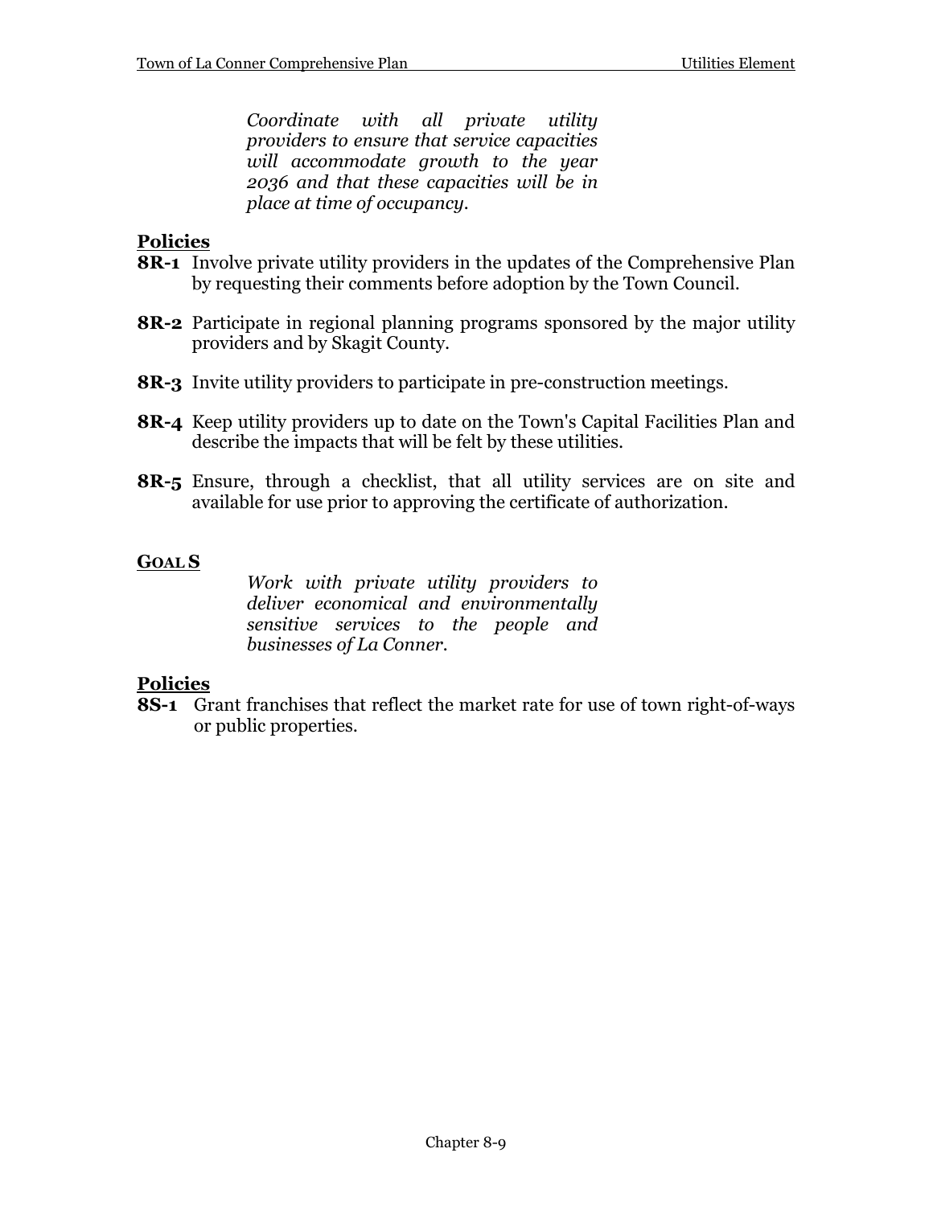*Coordinate with all private utility providers to ensure that service capacities will accommodate growth to the year 2036 and that these capacities will be in place at time of occupancy.*

**Policies**

**8R-1** Involve private utility providers in the updates of the Comprehensive Plan by requesting their comments before adoption by the Town Council.

**8R-2** Participate in regional planning programs sponsored by the major utility providers and by Skagit County.

**8R-3** Invite utility providers to participate in pre-construction meetings.

**8R-4** Keep utility providers up to date on the Town's Capital Facilities Plan and describe the impacts that will be felt by these utilities.

**8R-5** Ensure, through a checklist, that all utility services are on site and available for use prior to approving the certificate of authorization.

**GOAL S**

*Work with private utility providers to deliver economical and environmentally sensitive services to the people and businesses of La Conner.*

**Policies**

**8S-1** Grant franchises that reflect the market rate for use of town right-of-ways or public properties.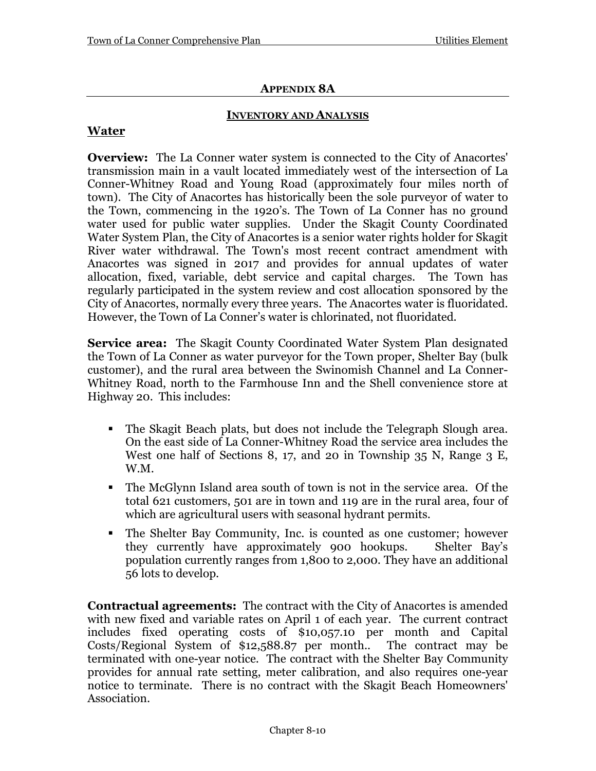## APPENDIX 8A

### INVENTORY AND ANALYSIS

### Water

**Overview:** The La Conner water system is connected to the City of Anacortes' transmission main in a vault located immediately west of the intersection of La Conner-Whitney Road and Young Road (approximately four miles north of town). The City of Anacortes has historically been the sole purveyor of water to the Town, commencing in the 1920's. The Town of La Conner has no ground water used for public water supplies. Under the Skagit County Coordinated Water System Plan, the City of Anacortes is a senior water rights holder for Skagit River water withdrawal. The Town's most recent contract amendment with Anacortes was signed in 2017 and provides for annual updates of water allocation, fixed, variable, debt service and capital charges. The Town has regularly participated in the system review and cost allocation sponsored by the City of Anacortes, normally every three years. The Anacortes water is fluoridated. However, the Town of La Conner's water is chlorinated, not fluoridated.

**Service area:** The Skagit County Coordinated Water System Plan designated the Town of La Conner as water purveyor for the Town proper, Shelter Bay (bulk customer), and the rural area between the Swinomish Channel and La Conner-Whitney Road, north to the Farmhouse Inn and the Shell convenience store at Highway 20. This includes:

- The Skagit Beach plats, but does not include the Telegraph Slough area. On the east side of La Conner-Whitney Road the service area includes the West one half of Sections 8, 17, and 20 in Township 35 N, Range 3 E, W.M.
- The McGlynn Island area south of town is not in the service area. Of the total 621 customers, 501 are in town and 119 are in the rural area, four of which are agricultural users with seasonal hydrant permits.
- The Shelter Bay Community, Inc. is counted as one customer; however they currently have approximately 900 hookups. Shelter Bay's population currently ranges from 1,800 to 2,000. They have an additional 56 lots to develop.

**Contractual agreements:** The contract with the City of Anacortes is amended with new fixed and variable rates on April 1 of each year. The current contract includes fixed operating costs of $10,057.10 per month and Capital Costs/Regional System of $12,588.87 per month.. The contract may be terminated with one-year notice. The contract with the Shelter Bay Community provides for annual rate setting, meter calibration, and also requires one-year notice to terminate. There is no contract with the Skagit Beach Homeowners' Association.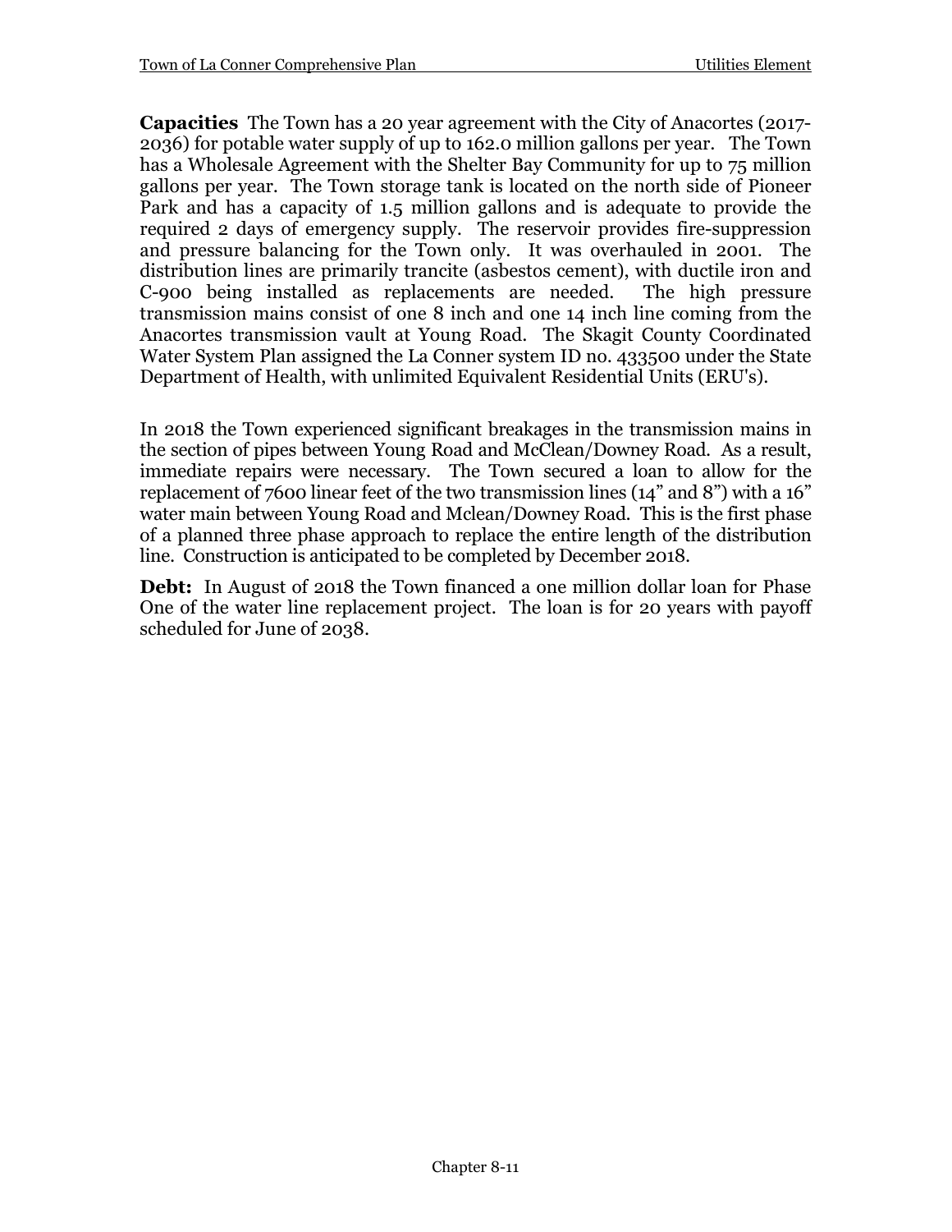**Capacities** The Town has a 20 year agreement with the City of Anacortes (2017-2036) for potable water supply of up to 162.0 million gallons per year. The Town has a Wholesale Agreement with the Shelter Bay Community for up to 75 million gallons per year. The Town storage tank is located on the north side of Pioneer Park and has a capacity of 1.5 million gallons and is adequate to provide the required 2 days of emergency supply. The reservoir provides fire-suppression and pressure balancing for the Town only. It was overhauled in 2001. The distribution lines are primarily trancite (asbestos cement), with ductile iron and C-900 being installed as replacements are needed. The high pressure transmission mains consist of one 8 inch and one 14 inch line coming from the Anacortes transmission vault at Young Road. The Skagit County Coordinated Water System Plan assigned the La Conner system ID no. 433500 under the State Department of Health, with unlimited Equivalent Residential Units (ERU's).

In 2018 the Town experienced significant breakages in the transmission mains in the section of pipes between Young Road and McClean/Downey Road. As a result, immediate repairs were necessary. The Town secured a loan to allow for the replacement of 7600 linear feet of the two transmission lines (14" and 8") with a 16" water main between Young Road and Mclean/Downey Road. This is the first phase of a planned three phase approach to replace the entire length of the distribution line. Construction is anticipated to be completed by December 2018.

**Debt:** In August of 2018 the Town financed a one million dollar loan for Phase One of the water line replacement project. The loan is for 20 years with payoff scheduled for June of 2038.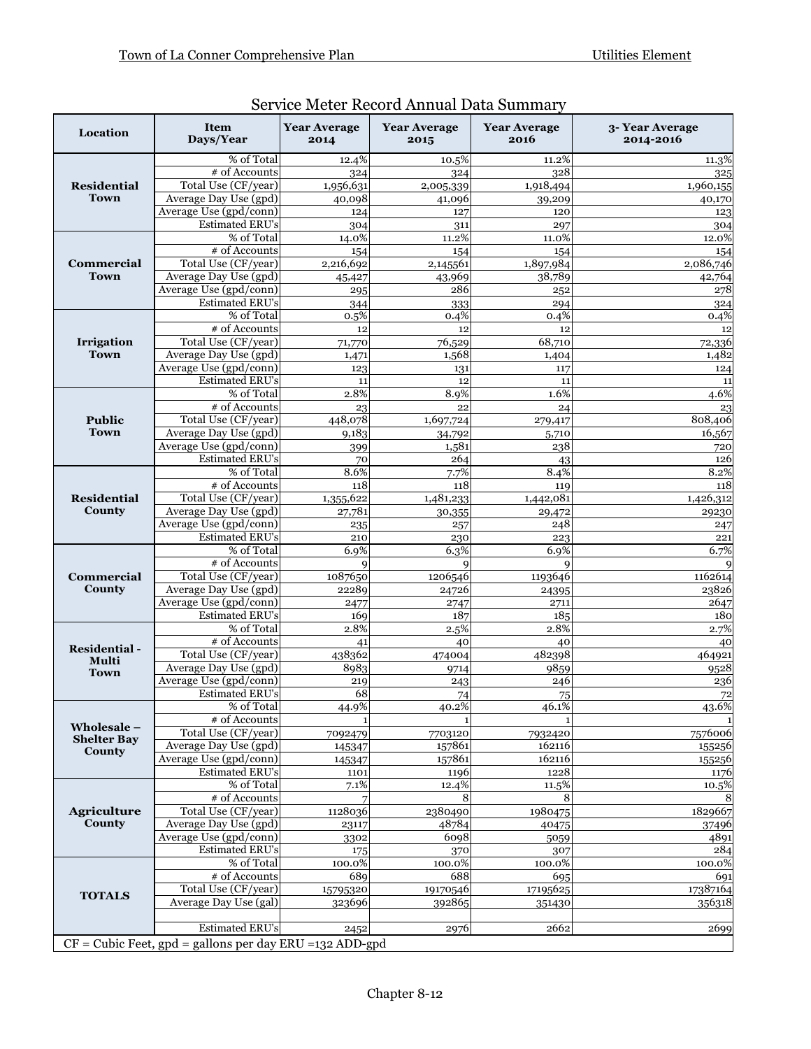## Service Meter Record Annual Data Summary

| Location | Item Days/Year | Year Average 2014 | Year Average 2015 | Year Average 2016 | 3- Year Average 2014-2016 |
|---|---|---|---|---|---|
| **Residential Town** | % of Total | 12.4% | 10.5% | 11.2% | 11.3% |
| | # of Accounts | 324 | 324 | 328 | 325 |
| | Total Use (CF/year) | 1,956,631 | 2,005,339 | 1,918,494 | 1,960,155 |
| | Average Day Use (gpd) | 40,098 | 41,096 | 39,209 | 40,170 |
| | Average Use (gpd/conn) | 124 | 127 | 120 | 123 |
| | Estimated ERU's | 304 | 311 | 297 | 304 |
| **Commercial Town** | % of Total | 14.0% | 11.2% | 11.0% | 12.0% |
| | # of Accounts | 154 | 154 | 154 | 154 |
| | Total Use (CF/year) | 2,216,692 | 2,145561 | 1,897,984 | 2,086,746 |
| | Average Day Use (gpd) | 45,427 | 43,969 | 38,789 | 42,764 |
| | Average Use (gpd/conn) | 295 | 286 | 252 | 278 |
| | Estimated ERU's | 344 | 333 | 294 | 324 |
| **Irrigation Town** | % of Total | 0.5% | 0.4% | 0.4% | 0.4% |
| | # of Accounts | 12 | 12 | 12 | 12 |
| | Total Use (CF/year) | 71,770 | 76,529 | 68,710 | 72,336 |
| | Average Day Use (gpd) | 1,471 | 1,568 | 1,404 | 1,482 |
| | Average Use (gpd/conn) | 123 | 131 | 117 | 124 |
| | Estimated ERU's | 11 | 12 | 11 | 11 |
| **Public Town** | % of Total | 2.8% | 8.9% | 1.6% | 4.6% |
| | # of Accounts | 23 | 22 | 24 | 23 |
| | Total Use (CF/year) | 448,078 | 1,697,724 | 279,417 | 808,406 |
| | Average Day Use (gpd) | 9,183 | 34,792 | 5,710 | 16,567 |
| | Average Use (gpd/conn) | 399 | 1,581 | 238 | 720 |
| | Estimated ERU's | 70 | 264 | 43 | 126 |
| **Residential County** | % of Total | 8.6% | 7.7% | 8.4% | 8.2% |
| | # of Accounts | 118 | 118 | 119 | 118 |
| | Total Use (CF/year) | 1,355,622 | 1,481,233 | 1,442,081 | 1,426,312 |
| | Average Day Use (gpd) | 27,781 | 30,355 | 29,472 | 29230 |
| | Average Use (gpd/conn) | 235 | 257 | 248 | 247 |
| | Estimated ERU's | 210 | 230 | 223 | 221 |
| **Commercial County** | % of Total | 6.9% | 6.3% | 6.9% | 6.7% |
| | # of Accounts | 9 | 9 | 9 | 9 |
| | Total Use (CF/year) | 1087650 | 1206546 | 1193646 | 1162614 |
| | Average Day Use (gpd) | 22289 | 24726 | 24395 | 23826 |
| | Average Use (gpd/conn) | 2477 | 2747 | 2711 | 2647 |
| | Estimated ERU's | 169 | 187 | 185 | 180 |
| **Residential - Multi Town** | % of Total | 2.8% | 2.5% | 2.8% | 2.7% |
| | # of Accounts | 41 | 40 | 40 | 40 |
| | Total Use (CF/year) | 438362 | 474004 | 482398 | 464921 |
| | Average Day Use (gpd) | 8983 | 9714 | 9859 | 9528 |
| | Average Use (gpd/conn) | 219 | 243 | 246 | 236 |
| | Estimated ERU's | 68 | 74 | 75 | 72 |
| **Wholesale – Shelter Bay County** | % of Total | 44.9% | 40.2% | 46.1% | 43.6% |
| | # of Accounts | 1 | 1 | 1 | 1 |
| | Total Use (CF/year) | 7092479 | 7703120 | 7932420 | 7576006 |
| | Average Day Use (gpd) | 145347 | 157861 | 162116 | 155256 |
| | Average Use (gpd/conn) | 145347 | 157861 | 162116 | 155256 |
| | Estimated ERU's | 1101 | 1196 | 1228 | 1176 |
| **Agriculture County** | % of Total | 7.1% | 12.4% | 11.5% | 10.5% |
| | # of Accounts | 7 | 8 | 8 | 8 |
| | Total Use (CF/year) | 1128036 | 2380490 | 1980475 | 1829667 |
| | Average Day Use (gpd) | 23117 | 48784 | 40475 | 37496 |
| | Average Use (gpd/conn) | 3302 | 6098 | 5059 | 4891 |
| | Estimated ERU's | 175 | 370 | 307 | 284 |
| **TOTALS** | % of Total | 100.0% | 100.0% | 100.0% | 100.0% |
| | # of Accounts | 689 | 688 | 695 | 691 |
| | Total Use (CF/year) | 15795320 | 19170546 | 17195625 | 17387164 |
| | Average Day Use (gal) | 323696 | 392865 | 351430 | 356318 |
| | | | | | |
| | Estimated ERU's | 2452 | 2976 | 2662 | 2699 |

CF = Cubic Feet, gpd = gallons per day ERU =132 ADD-gpd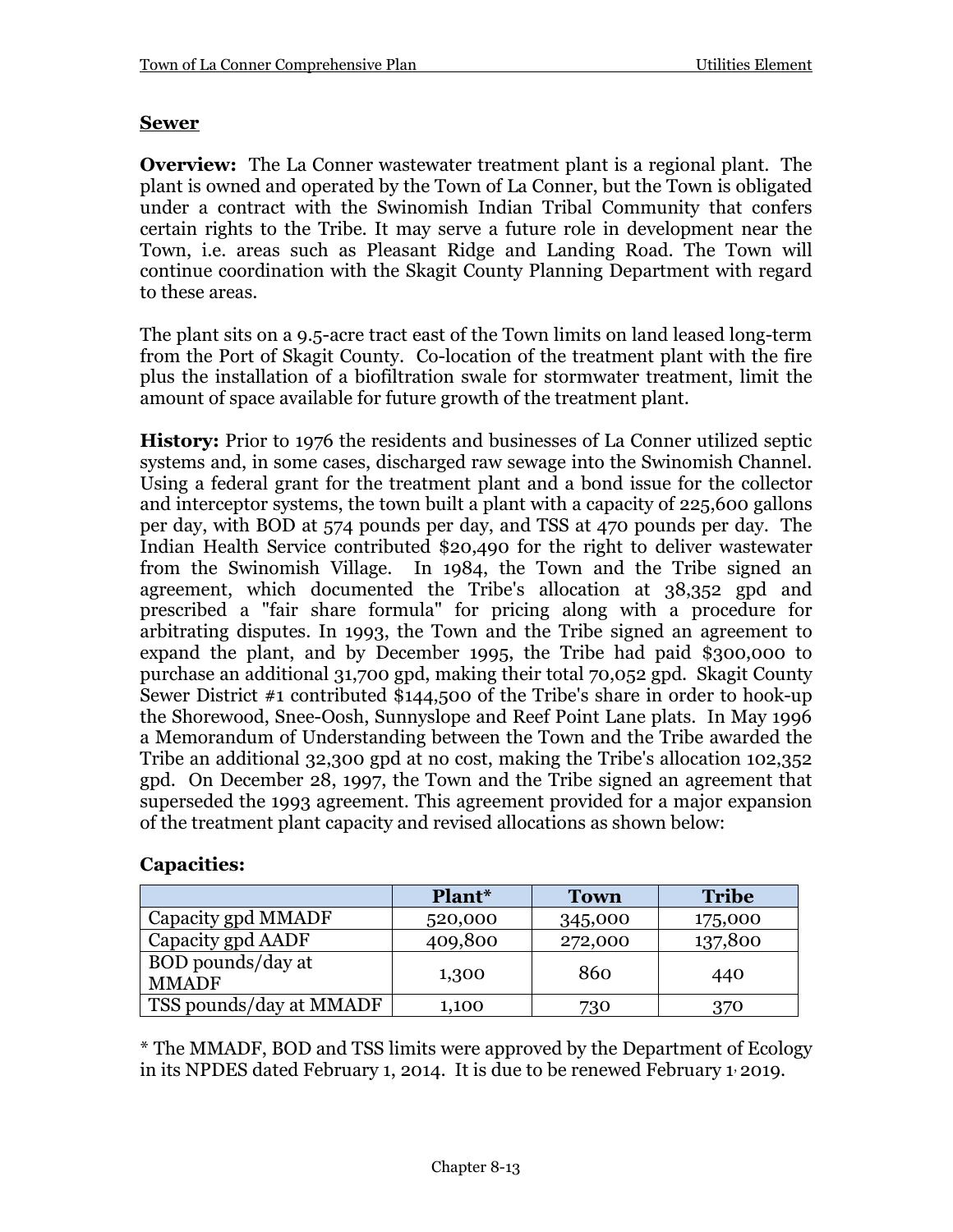## Sewer

**Overview:** The La Conner wastewater treatment plant is a regional plant. The plant is owned and operated by the Town of La Conner, but the Town is obligated under a contract with the Swinomish Indian Tribal Community that confers certain rights to the Tribe. It may serve a future role in development near the Town, i.e. areas such as Pleasant Ridge and Landing Road. The Town will continue coordination with the Skagit County Planning Department with regard to these areas.

The plant sits on a 9.5-acre tract east of the Town limits on land leased long-term from the Port of Skagit County. Co-location of the treatment plant with the fire plus the installation of a biofiltration swale for stormwater treatment, limit the amount of space available for future growth of the treatment plant.

**History:** Prior to 1976 the residents and businesses of La Conner utilized septic systems and, in some cases, discharged raw sewage into the Swinomish Channel. Using a federal grant for the treatment plant and a bond issue for the collector and interceptor systems, the town built a plant with a capacity of 225,600 gallons per day, with BOD at 574 pounds per day, and TSS at 470 pounds per day. The Indian Health Service contributed $20,490 for the right to deliver wastewater from the Swinomish Village. In 1984, the Town and the Tribe signed an agreement, which documented the Tribe's allocation at 38,352 gpd and prescribed a "fair share formula" for pricing along with a procedure for arbitrating disputes. In 1993, the Town and the Tribe signed an agreement to expand the plant, and by December 1995, the Tribe had paid $300,000 to purchase an additional 31,700 gpd, making their total 70,052 gpd. Skagit County Sewer District #1 contributed $144,500 of the Tribe's share in order to hook-up the Shorewood, Snee-Oosh, Sunnyslope and Reef Point Lane plats. In May 1996 a Memorandum of Understanding between the Town and the Tribe awarded the Tribe an additional 32,300 gpd at no cost, making the Tribe's allocation 102,352 gpd. On December 28, 1997, the Town and the Tribe signed an agreement that superseded the 1993 agreement. This agreement provided for a major expansion of the treatment plant capacity and revised allocations as shown below:

**Capacities:**

| | Plant* | Town | Tribe |
|---|---|---|---|
| Capacity gpd MMADF | 520,000 | 345,000 | 175,000 |
| Capacity gpd AADF | 409,800 | 272,000 | 137,800 |
| BOD pounds/day at MMADF | 1,300 | 860 | 440 |
| TSS pounds/day at MMADF | 1,100 | 730 | 370 |

* The MMADF, BOD and TSS limits were approved by the Department of Ecology in its NPDES dated February 1, 2014. It is due to be renewed February 1, 2019.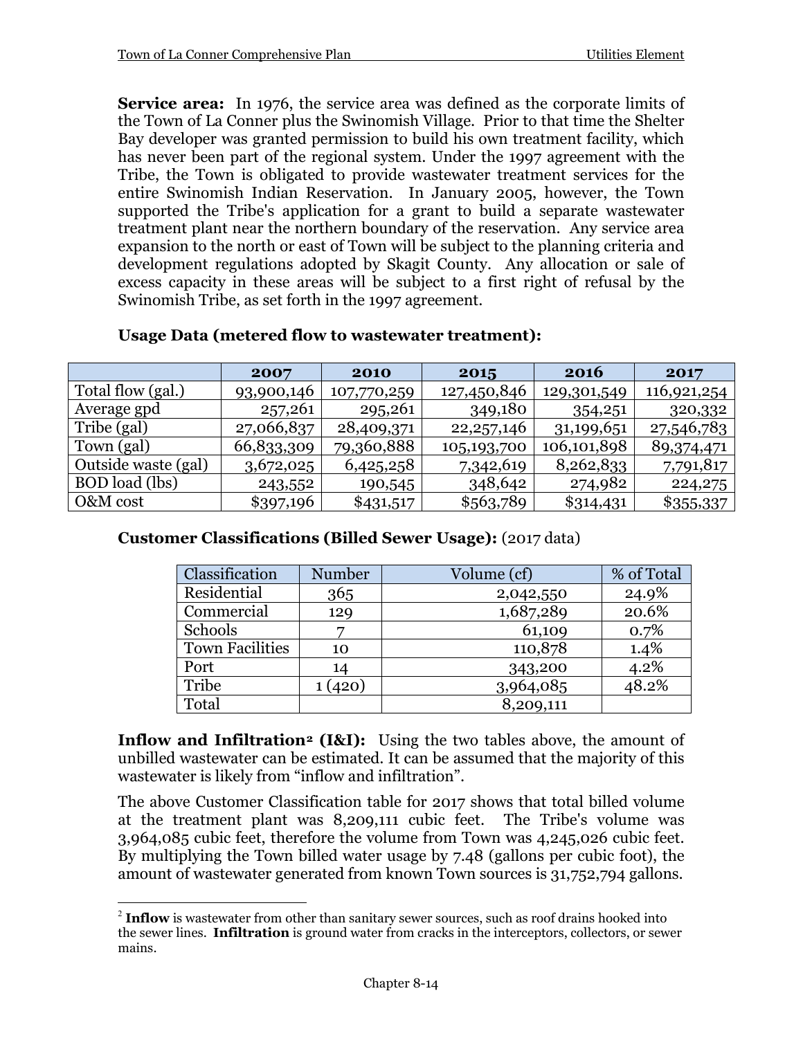**Service area:** In 1976, the service area was defined as the corporate limits of the Town of La Conner plus the Swinomish Village. Prior to that time the Shelter Bay developer was granted permission to build his own treatment facility, which has never been part of the regional system. Under the 1997 agreement with the Tribe, the Town is obligated to provide wastewater treatment services for the entire Swinomish Indian Reservation. In January 2005, however, the Town supported the Tribe's application for a grant to build a separate wastewater treatment plant near the northern boundary of the reservation. Any service area expansion to the north or east of Town will be subject to the planning criteria and development regulations adopted by Skagit County. Any allocation or sale of excess capacity in these areas will be subject to a first right of refusal by the Swinomish Tribe, as set forth in the 1997 agreement.

**Usage Data (metered flow to wastewater treatment):**

| | **2007** | **2010** | **2015** | **2016** | **2017** |
|---|---|---|---|---|---|
| Total flow (gal.) | 93,900,146 | 107,770,259 | 127,450,846 | 129,301,549 | 116,921,254 |
| Average gpd | 257,261 | 295,261 | 349,180 | 354,251 | 320,332 |
| Tribe (gal) | 27,066,837 | 28,409,371 | 22,257,146 | 31,199,651 | 27,546,783 |
| Town (gal) | 66,833,309 | 79,360,888 | 105,193,700 | 106,101,898 | 89,374,471 |
| Outside waste (gal) | 3,672,025 | 6,425,258 | 7,342,619 | 8,262,833 | 7,791,817 |
| BOD load (lbs) | 243,552 | 190,545 | 348,642 | 274,982 | 224,275 |
| O&M cost | $397,196 | $431,517 | $563,789 | $314,431 | $355,337 |

**Customer Classifications (Billed Sewer Usage):** (2017 data)

| Classification | Number | Volume (cf) | % of Total |
|---|---|---|---|
| Residential | 365 | 2,042,550 | 24.9% |
| Commercial | 129 | 1,687,289 | 20.6% |
| Schools | 7 | 61,109 | 0.7% |
| Town Facilities | 10 | 110,878 | 1.4% |
| Port | 14 | 343,200 | 4.2% |
| Tribe | 1 (420) | 3,964,085 | 48.2% |
| Total | | 8,209,111 | |

**Inflow and Infiltration[2] (I&I):** Using the two tables above, the amount of unbilled wastewater can be estimated. It can be assumed that the majority of this wastewater is likely from "inflow and infiltration".

The above Customer Classification table for 2017 shows that total billed volume at the treatment plant was 8,209,111 cubic feet. The Tribe's volume was 3,964,085 cubic feet, therefore the volume from Town was 4,245,026 cubic feet. By multiplying the Town billed water usage by 7.48 (gallons per cubic foot), the amount of wastewater generated from known Town sources is 31,752,794 gallons.

[2] **Inflow** is wastewater from other than sanitary sewer sources, such as roof drains hooked into the sewer lines. **Infiltration** is ground water from cracks in the interceptors, collectors, or sewer mains.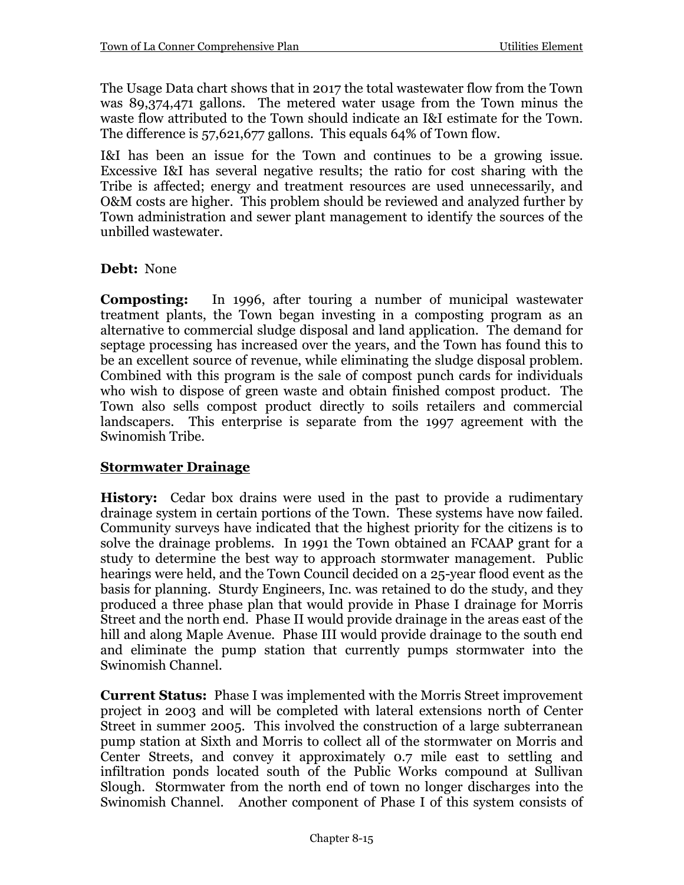The Usage Data chart shows that in 2017 the total wastewater flow from the Town was 89,374,471 gallons. The metered water usage from the Town minus the waste flow attributed to the Town should indicate an I&I estimate for the Town. The difference is 57,621,677 gallons. This equals 64% of Town flow.

I&I has been an issue for the Town and continues to be a growing issue. Excessive I&I has several negative results; the ratio for cost sharing with the Tribe is affected; energy and treatment resources are used unnecessarily, and O&M costs are higher. This problem should be reviewed and analyzed further by Town administration and sewer plant management to identify the sources of the unbilled wastewater.

**Debt:** None

**Composting:** In 1996, after touring a number of municipal wastewater treatment plants, the Town began investing in a composting program as an alternative to commercial sludge disposal and land application. The demand for septage processing has increased over the years, and the Town has found this to be an excellent source of revenue, while eliminating the sludge disposal problem. Combined with this program is the sale of compost punch cards for individuals who wish to dispose of green waste and obtain finished compost product. The Town also sells compost product directly to soils retailers and commercial landscapers. This enterprise is separate from the 1997 agreement with the Swinomish Tribe.

## Stormwater Drainage

**History:** Cedar box drains were used in the past to provide a rudimentary drainage system in certain portions of the Town. These systems have now failed. Community surveys have indicated that the highest priority for the citizens is to solve the drainage problems. In 1991 the Town obtained an FCAAP grant for a study to determine the best way to approach stormwater management. Public hearings were held, and the Town Council decided on a 25-year flood event as the basis for planning. Sturdy Engineers, Inc. was retained to do the study, and they produced a three phase plan that would provide in Phase I drainage for Morris Street and the north end. Phase II would provide drainage in the areas east of the hill and along Maple Avenue. Phase III would provide drainage to the south end and eliminate the pump station that currently pumps stormwater into the Swinomish Channel.

**Current Status:** Phase I was implemented with the Morris Street improvement project in 2003 and will be completed with lateral extensions north of Center Street in summer 2005. This involved the construction of a large subterranean pump station at Sixth and Morris to collect all of the stormwater on Morris and Center Streets, and convey it approximately 0.7 mile east to settling and infiltration ponds located south of the Public Works compound at Sullivan Slough. Stormwater from the north end of town no longer discharges into the Swinomish Channel. Another component of Phase I of this system consists of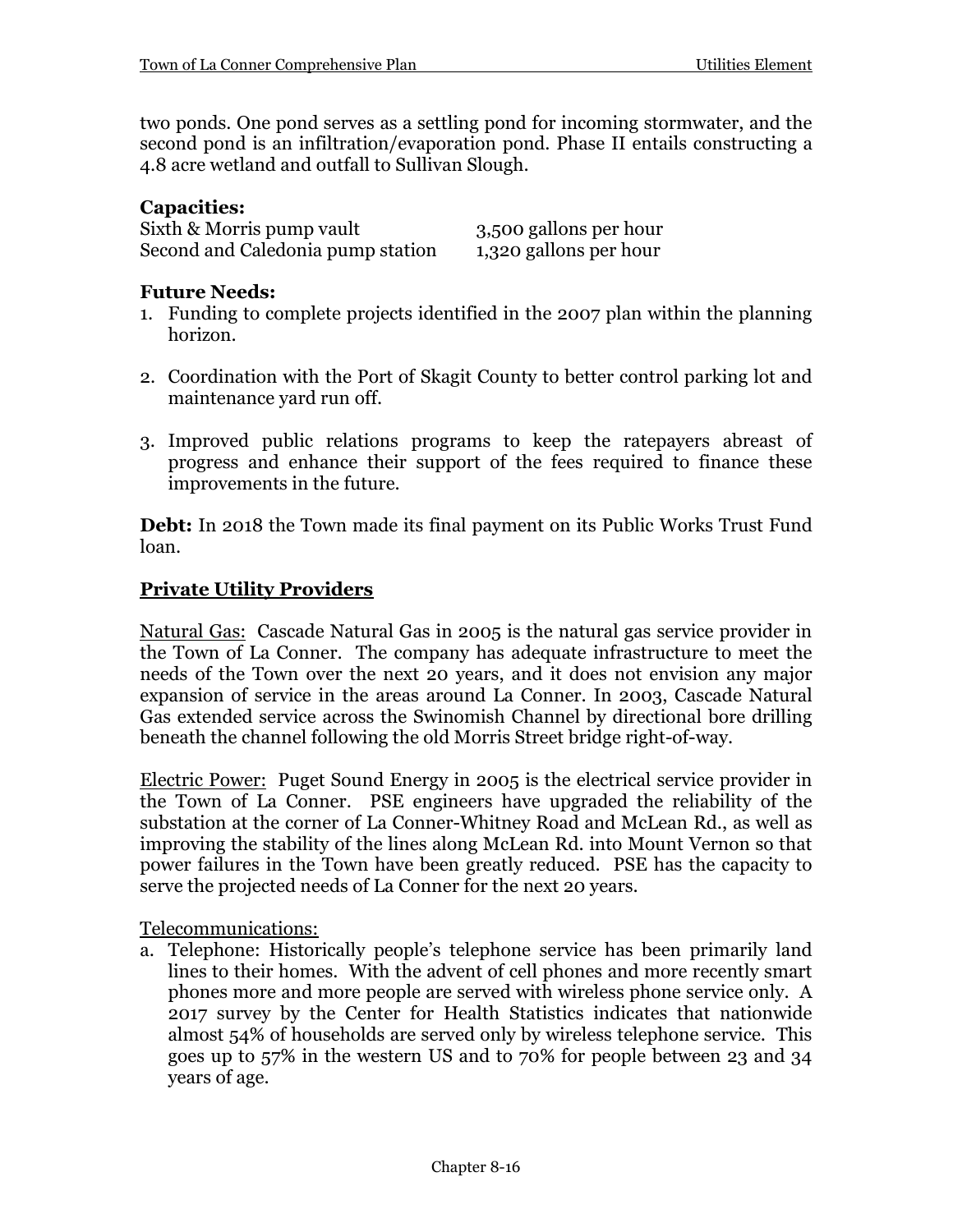two ponds. One pond serves as a settling pond for incoming stormwater, and the second pond is an infiltration/evaporation pond. Phase II entails constructing a 4.8 acre wetland and outfall to Sullivan Slough.

**Capacities:**

| | |
|---|---|
| Sixth & Morris pump vault | 3,500 gallons per hour |
| Second and Caledonia pump station | 1,320 gallons per hour |

**Future Needs:**

1. Funding to complete projects identified in the 2007 plan within the planning horizon.

2. Coordination with the Port of Skagit County to better control parking lot and maintenance yard run off.

3. Improved public relations programs to keep the ratepayers abreast of progress and enhance their support of the fees required to finance these improvements in the future.

**Debt:** In 2018 the Town made its final payment on its Public Works Trust Fund loan.

## Private Utility Providers

Natural Gas: Cascade Natural Gas in 2005 is the natural gas service provider in the Town of La Conner. The company has adequate infrastructure to meet the needs of the Town over the next 20 years, and it does not envision any major expansion of service in the areas around La Conner. In 2003, Cascade Natural Gas extended service across the Swinomish Channel by directional bore drilling beneath the channel following the old Morris Street bridge right-of-way.

Electric Power: Puget Sound Energy in 2005 is the electrical service provider in the Town of La Conner. PSE engineers have upgraded the reliability of the substation at the corner of La Conner-Whitney Road and McLean Rd., as well as improving the stability of the lines along McLean Rd. into Mount Vernon so that power failures in the Town have been greatly reduced. PSE has the capacity to serve the projected needs of La Conner for the next 20 years.

Telecommunications:

a. Telephone: Historically people's telephone service has been primarily land lines to their homes. With the advent of cell phones and more recently smart phones more and more people are served with wireless phone service only. A 2017 survey by the Center for Health Statistics indicates that nationwide almost 54% of households are served only by wireless telephone service. This goes up to 57% in the western US and to 70% for people between 23 and 34 years of age.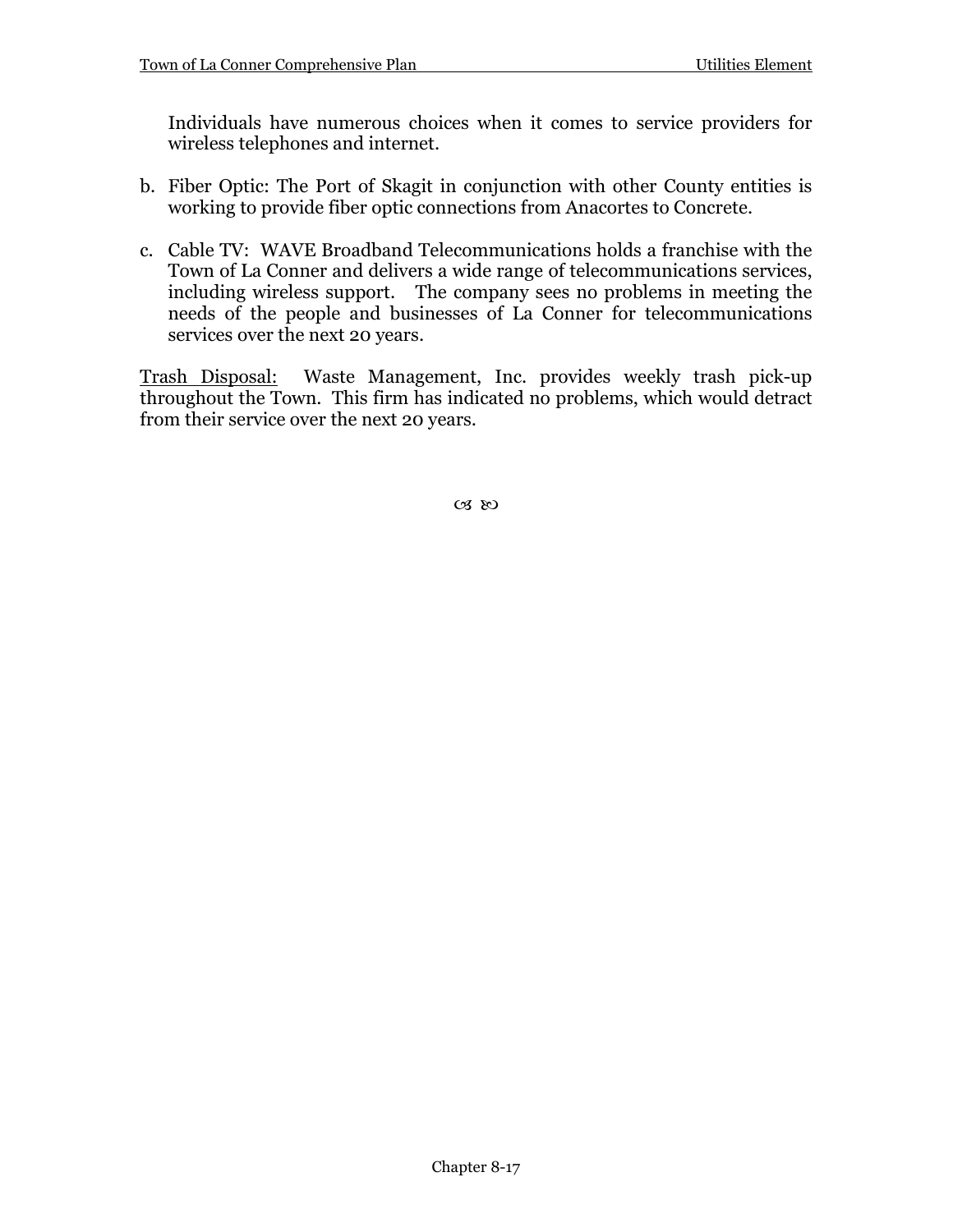Individuals have numerous choices when it comes to service providers for wireless telephones and internet.

b. Fiber Optic: The Port of Skagit in conjunction with other County entities is working to provide fiber optic connections from Anacortes to Concrete.

c. Cable TV: WAVE Broadband Telecommunications holds a franchise with the Town of La Conner and delivers a wide range of telecommunications services, including wireless support. The company sees no problems in meeting the needs of the people and businesses of La Conner for telecommunications services over the next 20 years.

<u>Trash Disposal:</u> Waste Management, Inc. provides weekly trash pick-up throughout the Town. This firm has indicated no problems, which would detract from their service over the next 20 years.

☙ ❧